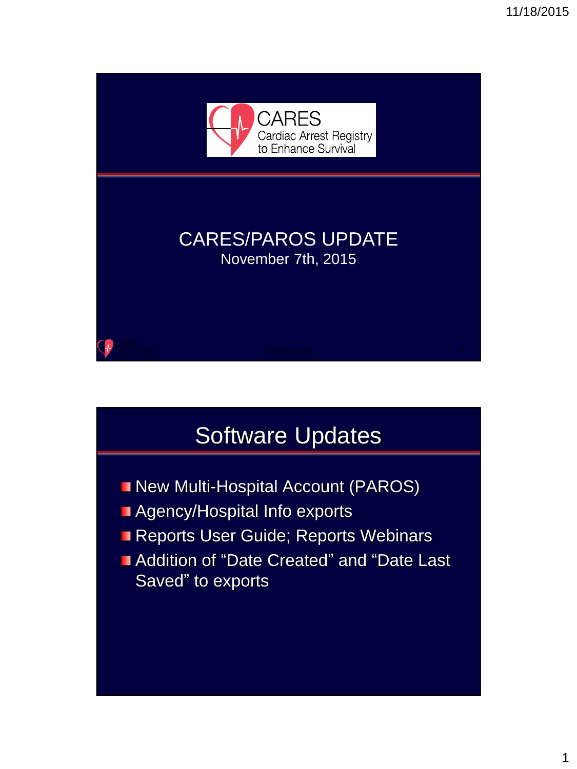CARES
Cardiac Arrest Registry
to Enhance Survival

# CARES/PAROS UPDATE

November 7th, 2015

## Software Updates

- New Multi-Hospital Account (PAROS)
- Agency/Hospital Info exports
- Reports User Guide; Reports Webinars
- Addition of “Date Created” and “Date Last Saved” to exports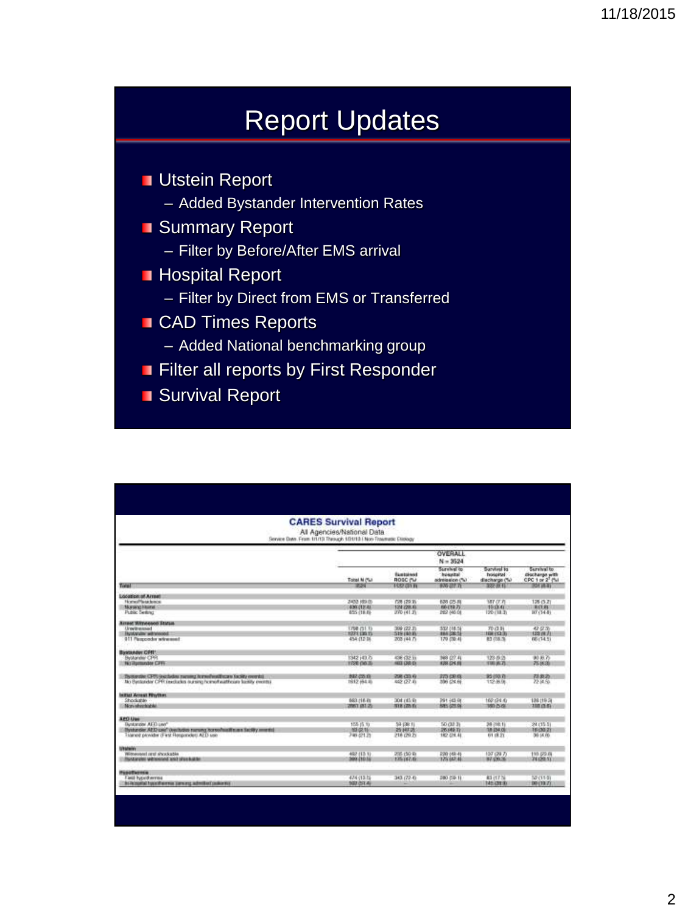# Report Updates

- Utstein Report
  - Added Bystander Intervention Rates
- Summary Report
  - Filter by Before/After EMS arrival
- Hospital Report
  - Filter by Direct from EMS or Transferred
- CAD Times Reports
  - Added National benchmarking group
- Filter all reports by First Responder
- Survival Report

## CARES Survival Report

All Agencies/National Data

Service Date: From 1/1/13 Through 12/31/13 | Non-Traumatic Etiology

| | OVERALL N = 3524 | | | | |
|---|---|---|---|---|---|
| | Total N (%) | Sustained ROSC (%) | Survival to hospital admission (%) | Survival to hospital discharge (%) | Survival to discharge with CPC 1 or 2[1] (%) |
| **Total** | 3524 | 1122 (31.8) | 970 (27.5) | 322 (9.1) | 201 (5.7) |
| **Location of Arrest** | | | | | |
| Home/Residence | 2433 (69.0) | 728 (29.9) | 628 (25.8) | 187 (7.7) | 126 (5.2) |
| Nursing Home | 436 (12.4) | 124 (28.4) | 86 (19.7) | 15 (3.4) | 8 (1.8) |
| Public Setting | 655 (18.6) | 270 (41.2) | 262 (40.0) | 120 (18.3) | 97 (14.8) |
| **Arrest Witnessed Status** | | | | | |
| Unwitnessed | 1798 (51.1) | 399 (22.2) | 332 (18.5) | 70 (3.9) | 42 (2.3) |
| Bystander witnessed | 1271 (36.1) | 519 (40.8) | 464 (36.5) | 169 (13.3) | 123 (9.7) |
| 911 Responder witnessed | 454 (12.9) | 203 (44.7) | 179 (39.4) | 83 (18.3) | 66 (14.5) |
| **Bystander CPR** | | | | | |
| Bystander CPR | 1342 (43.7) | 436 (32.5) | 368 (27.4) | 123 (9.2) | 90 (6.7) |
| No Bystander CPR | 1726 (56.3) | 483 (28.0) | 428 (24.8) | 116 (6.7) | 75 (4.3) |
| Bystander CPR (excludes nursing home/healthcare facility events) | 892 (35.6) | 298 (33.4) | 275 (30.8) | 95 (10.7) | 73 (8.2) |
| No Bystander CPR (excludes nursing home/healthcare facility events) | 1612 (64.4) | 442 (27.4) | 396 (24.6) | 112 (6.9) | 72 (4.5) |
| **Initial Arrest Rhythm** | | | | | |
| Shockable | 663 (18.8) | 304 (45.9) | 291 (43.9) | 162 (24.4) | 128 (19.3) |
| Non-shockable | 2861 (81.2) | 818 (28.6) | 685 (23.9) | 160 (5.6) | 103 (3.6) |
| **AED Use** | | | | | |
| Bystander AED use[a] | 155 (5.1) | 59 (38.1) | 50 (32.3) | 28 (18.1) | 24 (15.5) |
| Bystander AED use[a] (excludes nursing home/healthcare facility events) | 53 (2.1) | 25 (47.2) | 26 (49.1) | 18 (34.0) | 16 (30.2) |
| Trained provider (First Responder) AED use | 746 (21.2) | 218 (29.2) | 182 (24.4) | 61 (8.2) | 36 (4.8) |
| **Utstein** | | | | | |
| Witnessed and shockable | 462 (13.1) | 235 (50.9) | 230 (49.8) | 137 (29.7) | 110 (23.8) |
| Bystander witnessed and shockable | 369 (10.5) | 175 (47.4) | 175 (47.4) | 97 (26.3) | 74 (20.1) |
| **Hypothermia** | | | | | |
| Field hypothermia | 474 (13.5) | 343 (72.4) | 280 (59.1) | 83 (17.5) | 52 (11.0) |
| In-hospital hypothermia (among admitted patients) | 502 (51.4) | -- | -- | 145 (28.9) | 99 (19.7) |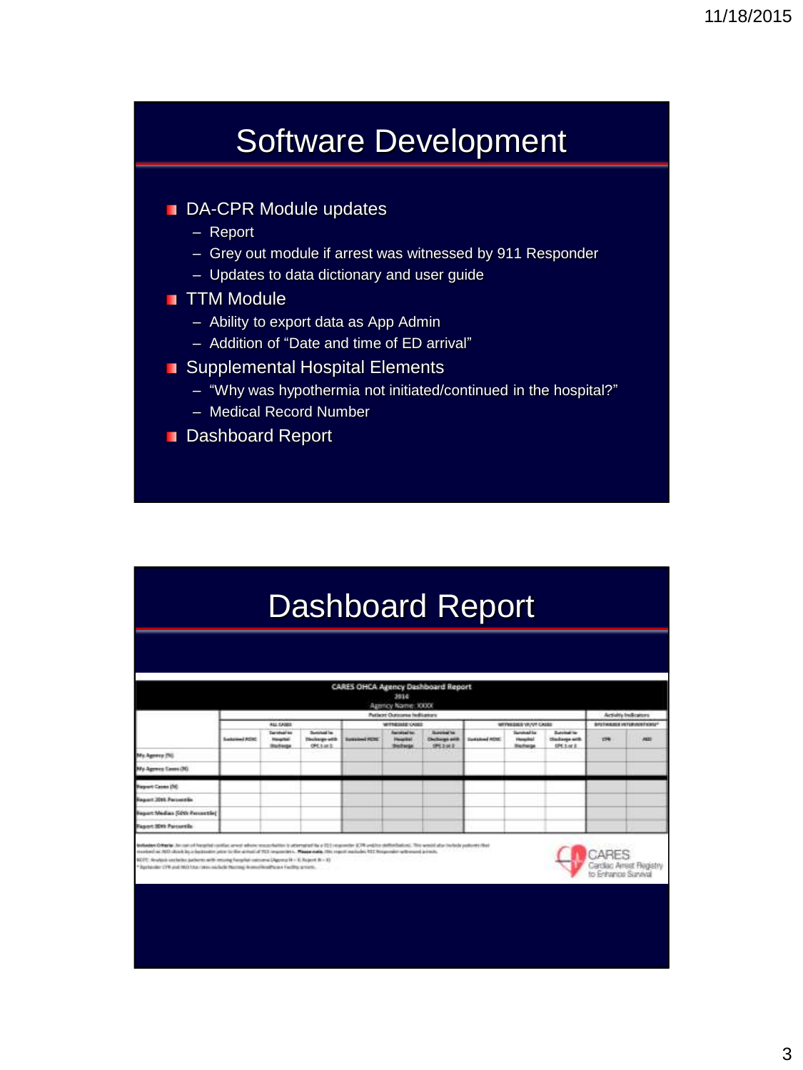# Software Development

- DA-CPR Module updates
  - Report
  - Grey out module if arrest was witnessed by 911 Responder
  - Updates to data dictionary and user guide
- TTM Module
  - Ability to export data as App Admin
  - Addition of "Date and time of ED arrival"
- Supplemental Hospital Elements
  - "Why was hypothermia not initiated/continued in the hospital?"
  - Medical Record Number
- Dashboard Report

# Dashboard Report

**CARES OHCA Agency Dashboard Report**
2014
Agency Name: XXXX

| | Patient Outcome Indicators | | | | | | | | | Activity Indicators | |
|---|---|---|---|---|---|---|---|---|---|---|---|
| | ALL CASES | | | WITNESSED CASES | | | WITNESSED VF/VT CASES | | | BYSTANDER INTERVENTIONS* | |
| | Sustained ROSC | Survival to Hospital Discharge | Survival to Discharge with CPC 1 or 2 | Sustained ROSC | Survival to Hospital Discharge | Survival to Discharge with CPC 1 or 2 | Sustained ROSC | Survival to Hospital Discharge | Survival to Discharge with CPC 1 or 2 | CPR | AED |
| My Agency (%) | | | | | | | | | | | |
| My Agency Cases (N) | | | | | | | | | | | |
| Report Cases (N) | | | | | | | | | | | |
| Report 20th Percentile | | | | | | | | | | | |
| Report Median (50th Percentile) | | | | | | | | | | | |
| Report 80th Percentile | | | | | | | | | | | |

CARES Cardiac Arrest Registry to Enhance Survival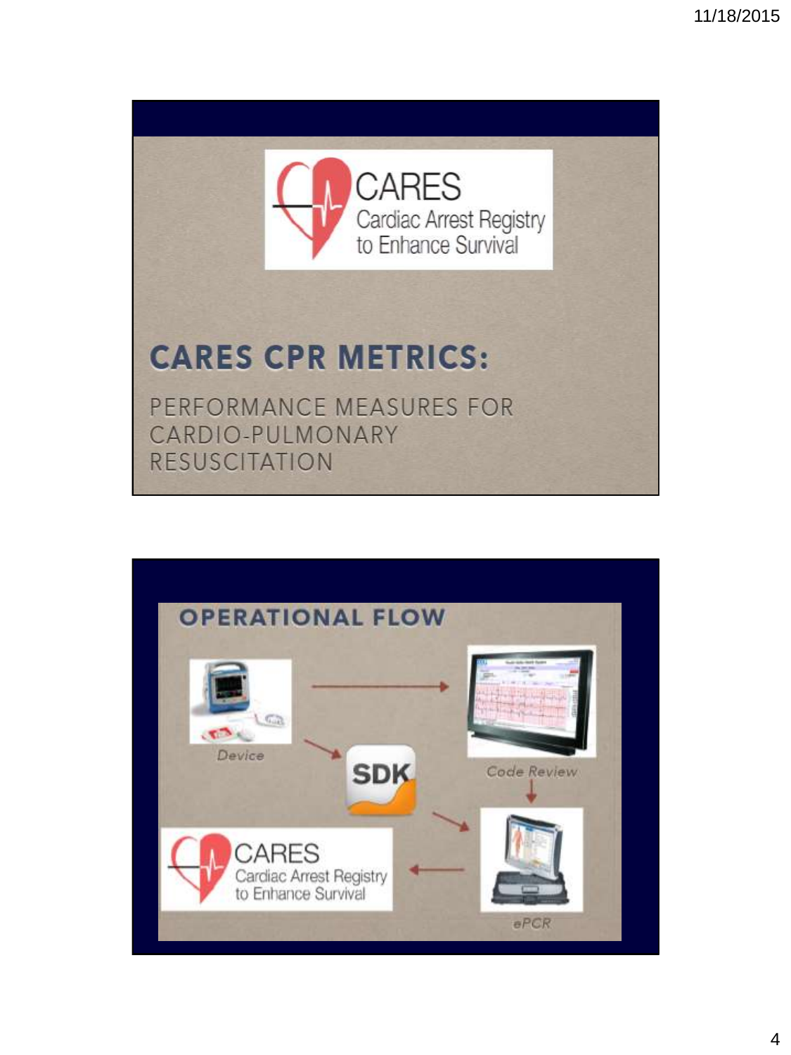CARES
Cardiac Arrest Registry to Enhance Survival

## CARES CPR METRICS:

PERFORMANCE MEASURES FOR CARDIO-PULMONARY RESUSCITATION

## OPERATIONAL FLOW

Device

SDK

Code Review

ePCR

CARES
Cardiac Arrest Registry to Enhance Survival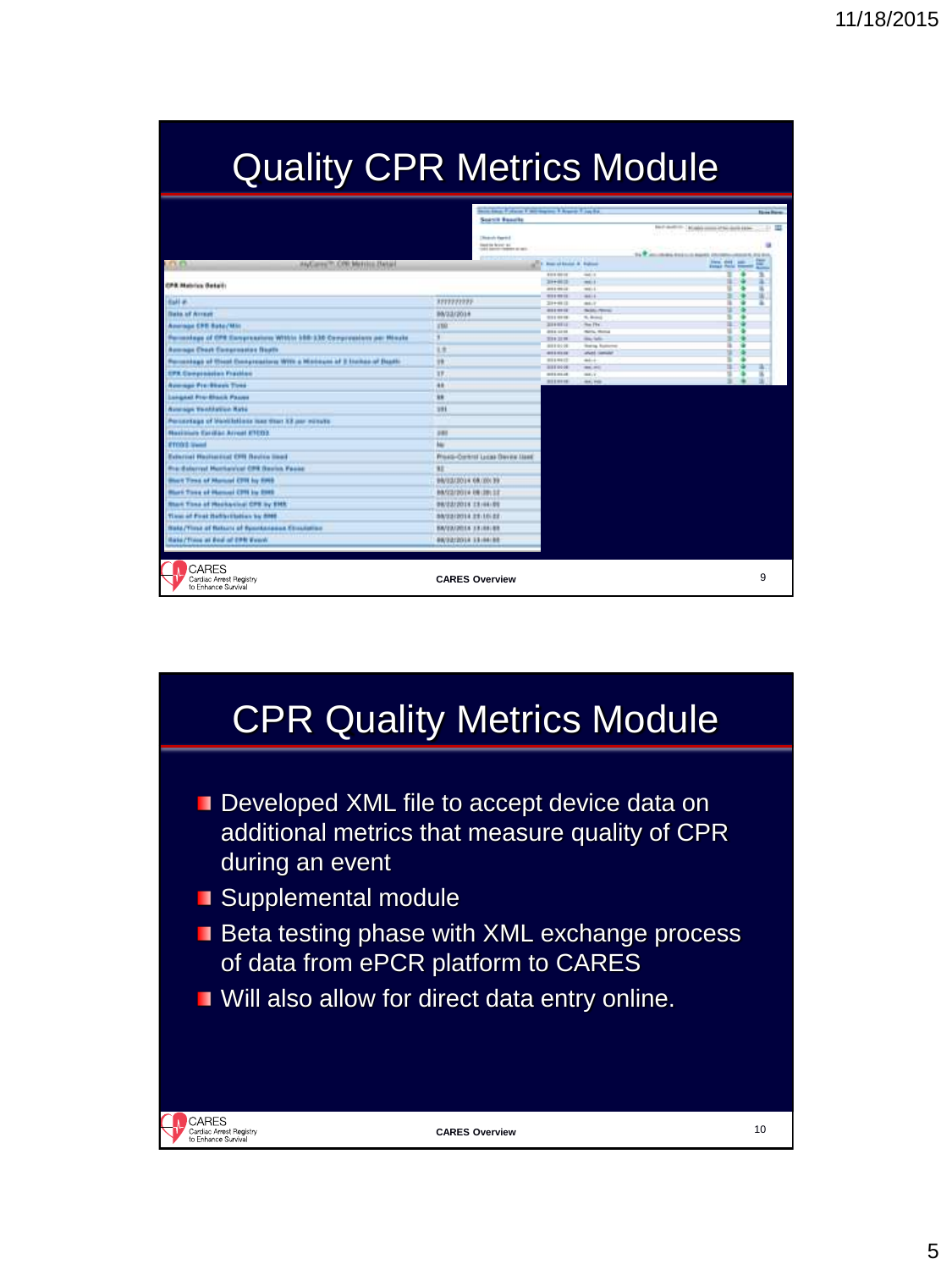# Quality CPR Metrics Module

# CPR Quality Metrics Module

- Developed XML file to accept device data on additional metrics that measure quality of CPR during an event
- Supplemental module
- Beta testing phase with XML exchange process of data from ePCR platform to CARES
- Will also allow for direct data entry online.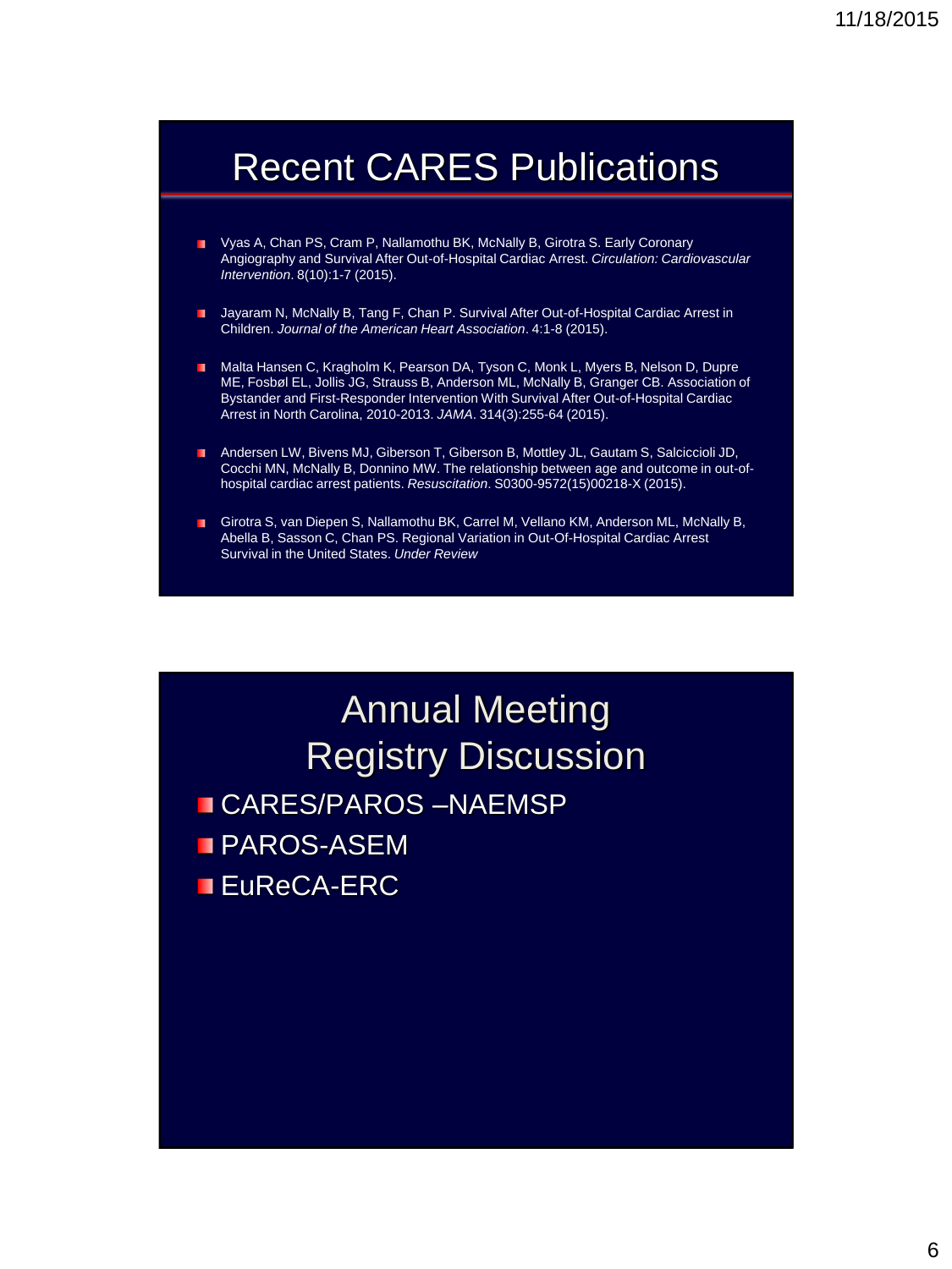# Recent CARES Publications

- Vyas A, Chan PS, Cram P, Nallamothu BK, McNally B, Girotra S. Early Coronary Angiography and Survival After Out-of-Hospital Cardiac Arrest. *Circulation: Cardiovascular Intervention*. 8(10):1-7 (2015).
- Jayaram N, McNally B, Tang F, Chan P. Survival After Out-of-Hospital Cardiac Arrest in Children. *Journal of the American Heart Association*. 4:1-8 (2015).
- Malta Hansen C, Kragholm K, Pearson DA, Tyson C, Monk L, Myers B, Nelson D, Dupre ME, Fosbøl EL, Jollis JG, Strauss B, Anderson ML, McNally B, Granger CB. Association of Bystander and First-Responder Intervention With Survival After Out-of-Hospital Cardiac Arrest in North Carolina, 2010-2013. *JAMA*. 314(3):255-64 (2015).
- Andersen LW, Bivens MJ, Giberson T, Giberson B, Mottley JL, Gautam S, Salciccioli JD, Cocchi MN, McNally B, Donnino MW. The relationship between age and outcome in out-of-hospital cardiac arrest patients. *Resuscitation*. S0300-9572(15)00218-X (2015).
- Girotra S, van Diepen S, Nallamothu BK, Carrel M, Vellano KM, Anderson ML, McNally B, Abella B, Sasson C, Chan PS. Regional Variation in Out-Of-Hospital Cardiac Arrest Survival in the United States. *Under Review*

# Annual Meeting Registry Discussion

- CARES/PAROS –NAEMSP
- PAROS-ASEM
- EuReCA-ERC